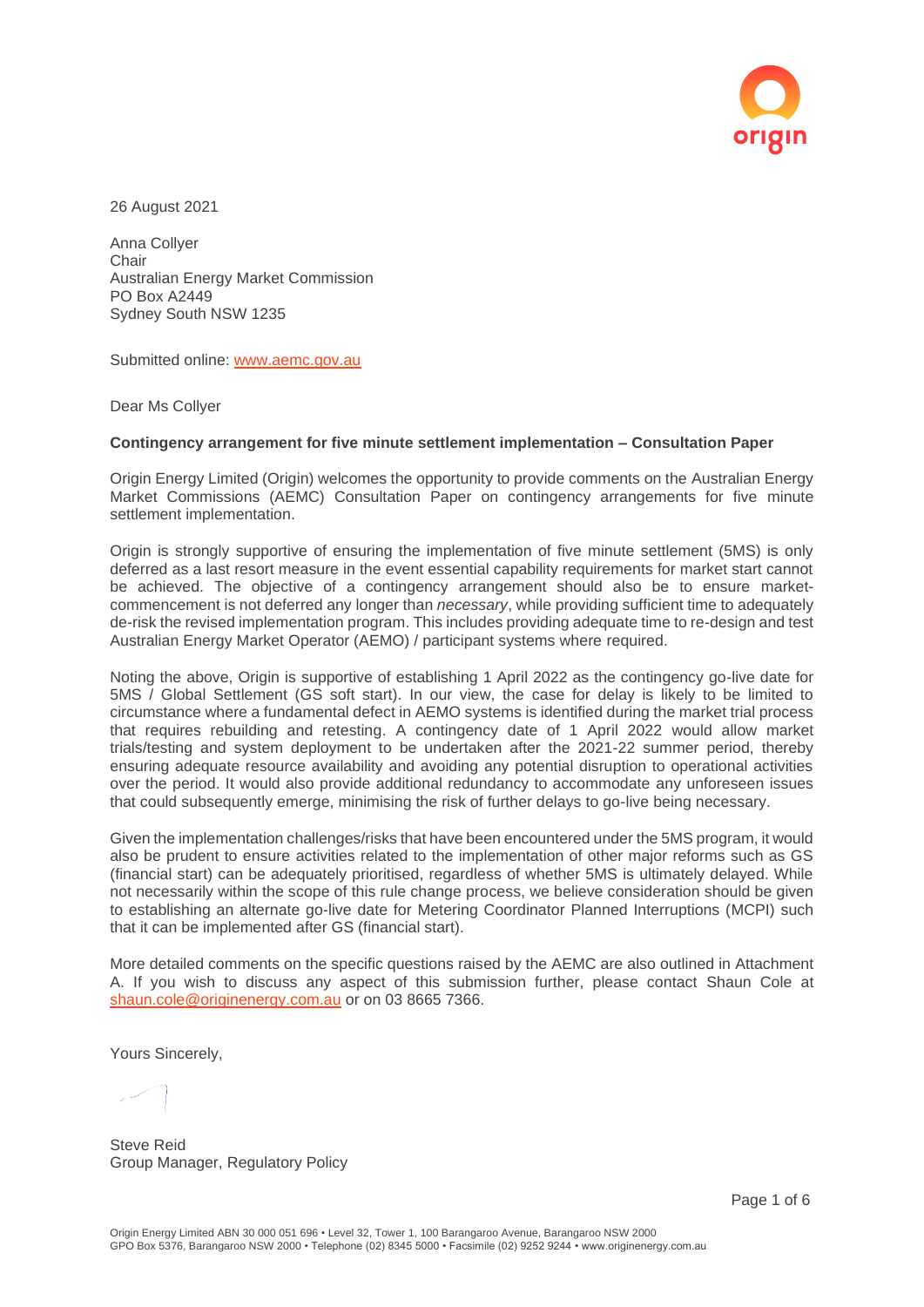26 August 2021

Anna Collyer
Chair
Australian Energy Market Commission
PO Box A2449
Sydney South NSW 1235

Submitted online: www.aemc.gov.au

Dear Ms Collyer

**Contingency arrangement for five minute settlement implementation – Consultation Paper**

Origin Energy Limited (Origin) welcomes the opportunity to provide comments on the Australian Energy Market Commissions (AEMC) Consultation Paper on contingency arrangements for five minute settlement implementation.

Origin is strongly supportive of ensuring the implementation of five minute settlement (5MS) is only deferred as a last resort measure in the event essential capability requirements for market start cannot be achieved. The objective of a contingency arrangement should also be to ensure market-commencement is not deferred any longer than *necessary*, while providing sufficient time to adequately de-risk the revised implementation program. This includes providing adequate time to re-design and test Australian Energy Market Operator (AEMO) / participant systems where required.

Noting the above, Origin is supportive of establishing 1 April 2022 as the contingency go-live date for 5MS / Global Settlement (GS soft start). In our view, the case for delay is likely to be limited to circumstance where a fundamental defect in AEMO systems is identified during the market trial process that requires rebuilding and retesting. A contingency date of 1 April 2022 would allow market trials/testing and system deployment to be undertaken after the 2021-22 summer period, thereby ensuring adequate resource availability and avoiding any potential disruption to operational activities over the period. It would also provide additional redundancy to accommodate any unforeseen issues that could subsequently emerge, minimising the risk of further delays to go-live being necessary.

Given the implementation challenges/risks that have been encountered under the 5MS program, it would also be prudent to ensure activities related to the implementation of other major reforms such as GS (financial start) can be adequately prioritised, regardless of whether 5MS is ultimately delayed. While not necessarily within the scope of this rule change process, we believe consideration should be given to establishing an alternate go-live date for Metering Coordinator Planned Interruptions (MCPI) such that it can be implemented after GS (financial start).

More detailed comments on the specific questions raised by the AEMC are also outlined in Attachment A. If you wish to discuss any aspect of this submission further, please contact Shaun Cole at shaun.cole@originenergy.com.au or on 03 8665 7366.

Yours Sincerely,

Steve Reid
Group Manager, Regulatory Policy

Origin Energy Limited ABN 30 000 051 696 • Level 32, Tower 1, 100 Barangaroo Avenue, Barangaroo NSW 2000
GPO Box 5376, Barangaroo NSW 2000 • Telephone (02) 8345 5000 • Facsimile (02) 9252 9244 • www.originenergy.com.au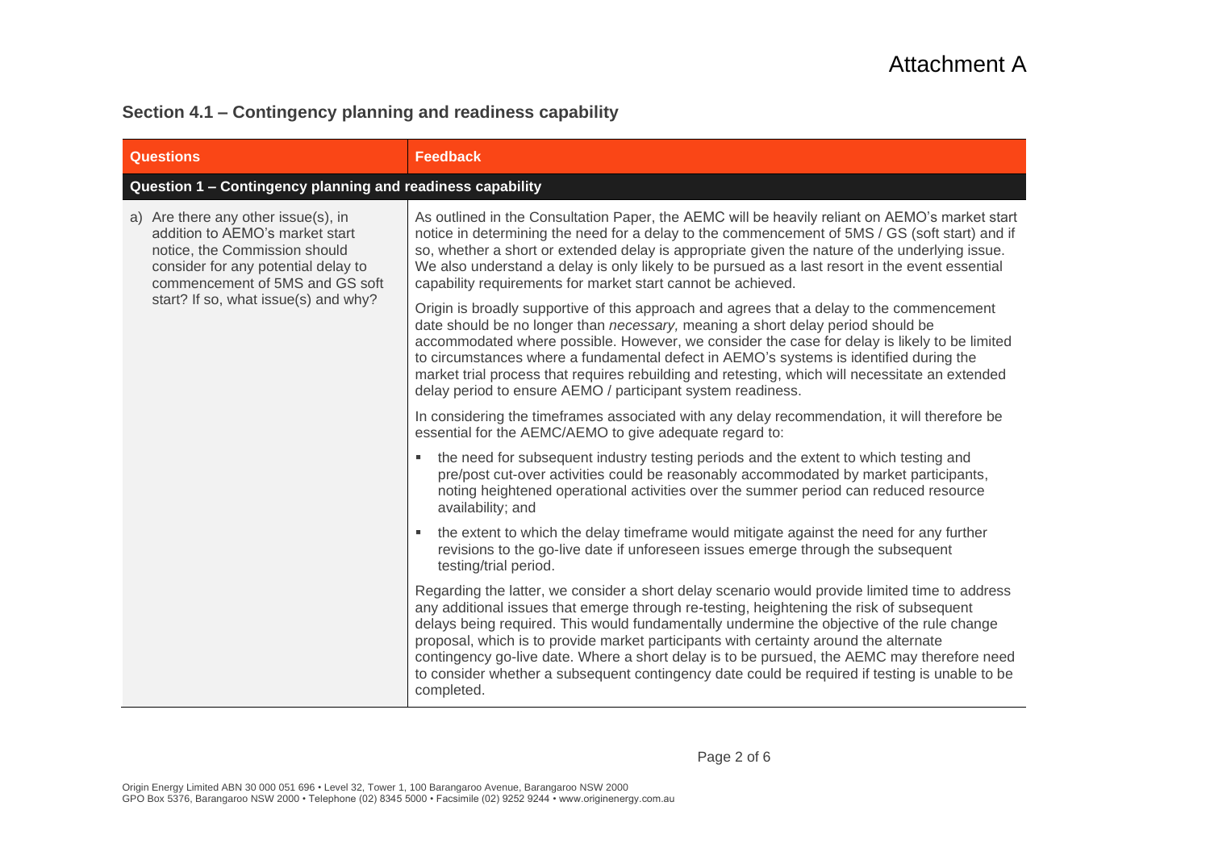# Attachment A

## Section 4.1 – Contingency planning and readiness capability

| Questions | Feedback |
|---|---|
| **Question 1 – Contingency planning and readiness capability** | |
| a) Are there any other issue(s), in addition to AEMO's market start notice, the Commission should consider for any potential delay to commencement of 5MS and GS soft start? If so, what issue(s) and why? | As outlined in the Consultation Paper, the AEMC will be heavily reliant on AEMO's market start notice in determining the need for a delay to the commencement of 5MS / GS (soft start) and if so, whether a short or extended delay is appropriate given the nature of the underlying issue. We also understand a delay is only likely to be pursued as a last resort in the event essential capability requirements for market start cannot be achieved.<br><br>Origin is broadly supportive of this approach and agrees that a delay to the commencement date should be no longer than *necessary,* meaning a short delay period should be accommodated where possible. However, we consider the case for delay is likely to be limited to circumstances where a fundamental defect in AEMO's systems is identified during the market trial process that requires rebuilding and retesting, which will necessitate an extended delay period to ensure AEMO / participant system readiness.<br><br>In considering the timeframes associated with any delay recommendation, it will therefore be essential for the AEMC/AEMO to give adequate regard to:<br><br>▪ the need for subsequent industry testing periods and the extent to which testing and pre/post cut-over activities could be reasonably accommodated by market participants, noting heightened operational activities over the summer period can reduced resource availability; and<br><br>▪ the extent to which the delay timeframe would mitigate against the need for any further revisions to the go-live date if unforeseen issues emerge through the subsequent testing/trial period.<br><br>Regarding the latter, we consider a short delay scenario would provide limited time to address any additional issues that emerge through re-testing, heightening the risk of subsequent delays being required. This would fundamentally undermine the objective of the rule change proposal, which is to provide market participants with certainty around the alternate contingency go-live date. Where a short delay is to be pursued, the AEMC may therefore need to consider whether a subsequent contingency date could be required if testing is unable to be completed. |

Origin Energy Limited ABN 30 000 051 696 • Level 32, Tower 1, 100 Barangaroo Avenue, Barangaroo NSW 2000
GPO Box 5376, Barangaroo NSW 2000 • Telephone (02) 8345 5000 • Facsimile (02) 9252 9244 • www.originenergy.com.au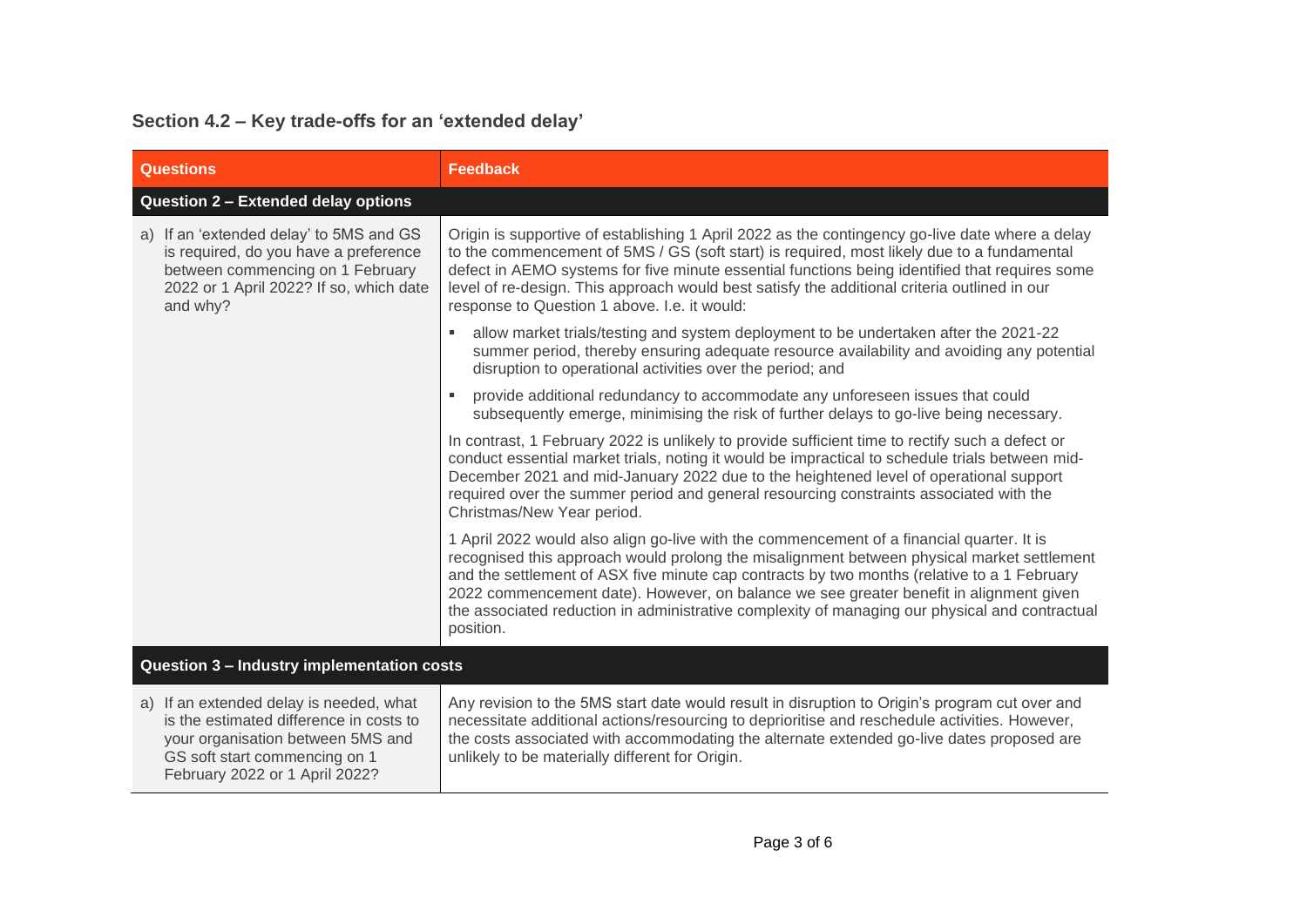### Section 4.2 – Key trade-offs for an 'extended delay'

| Questions | Feedback |
| --- | --- |
| **Question 2 – Extended delay options** | |
| a) If an 'extended delay' to 5MS and GS is required, do you have a preference between commencing on 1 February 2022 or 1 April 2022? If so, which date and why? | Origin is supportive of establishing 1 April 2022 as the contingency go-live date where a delay to the commencement of 5MS / GS (soft start) is required, most likely due to a fundamental defect in AEMO systems for five minute essential functions being identified that requires some level of re-design. This approach would best satisfy the additional criteria outlined in our response to Question 1 above. I.e. it would:<br>▪ allow market trials/testing and system deployment to be undertaken after the 2021-22 summer period, thereby ensuring adequate resource availability and avoiding any potential disruption to operational activities over the period; and<br>▪ provide additional redundancy to accommodate any unforeseen issues that could subsequently emerge, minimising the risk of further delays to go-live being necessary.<br><br>In contrast, 1 February 2022 is unlikely to provide sufficient time to rectify such a defect or conduct essential market trials, noting it would be impractical to schedule trials between mid-December 2021 and mid-January 2022 due to the heightened level of operational support required over the summer period and general resourcing constraints associated with the Christmas/New Year period.<br><br>1 April 2022 would also align go-live with the commencement of a financial quarter. It is recognised this approach would prolong the misalignment between physical market settlement and the settlement of ASX five minute cap contracts by two months (relative to a 1 February 2022 commencement date). However, on balance we see greater benefit in alignment given the associated reduction in administrative complexity of managing our physical and contractual position. |
| **Question 3 – Industry implementation costs** | |
| a) If an extended delay is needed, what is the estimated difference in costs to your organisation between 5MS and GS soft start commencing on 1 February 2022 or 1 April 2022? | Any revision to the 5MS start date would result in disruption to Origin's program cut over and necessitate additional actions/resourcing to deprioritise and reschedule activities. However, the costs associated with accommodating the alternate extended go-live dates proposed are unlikely to be materially different for Origin. |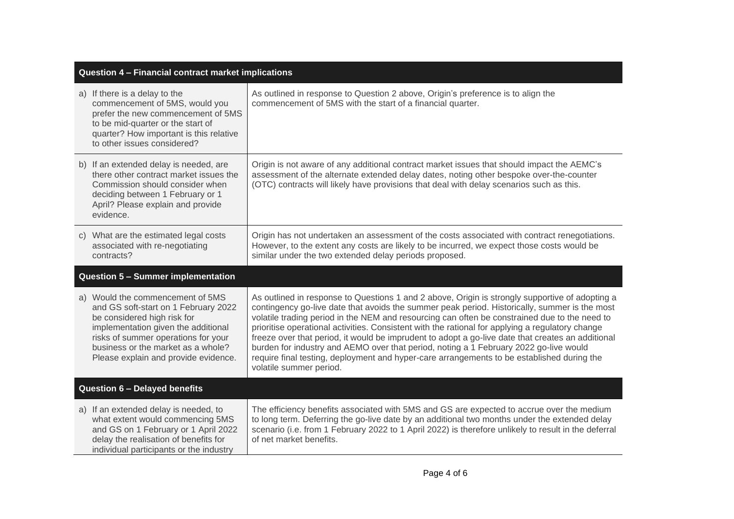| Question 4 – Financial contract market implications | |
|---|---|
| a) If there is a delay to the commencement of 5MS, would you prefer the new commencement of 5MS to be mid-quarter or the start of quarter? How important is this relative to other issues considered? | As outlined in response to Question 2 above, Origin's preference is to align the commencement of 5MS with the start of a financial quarter. |
| b) If an extended delay is needed, are there other contract market issues the Commission should consider when deciding between 1 February or 1 April? Please explain and provide evidence. | Origin is not aware of any additional contract market issues that should impact the AEMC's assessment of the alternate extended delay dates, noting other bespoke over-the-counter (OTC) contracts will likely have provisions that deal with delay scenarios such as this. |
| c) What are the estimated legal costs associated with re-negotiating contracts? | Origin has not undertaken an assessment of the costs associated with contract renegotiations. However, to the extent any costs are likely to be incurred, we expect those costs would be similar under the two extended delay periods proposed. |
| **Question 5 – Summer implementation** | |
| a) Would the commencement of 5MS and GS soft-start on 1 February 2022 be considered high risk for implementation given the additional risks of summer operations for your business or the market as a whole? Please explain and provide evidence. | As outlined in response to Questions 1 and 2 above, Origin is strongly supportive of adopting a contingency go-live date that avoids the summer peak period. Historically, summer is the most volatile trading period in the NEM and resourcing can often be constrained due to the need to prioritise operational activities. Consistent with the rational for applying a regulatory change freeze over that period, it would be imprudent to adopt a go-live date that creates an additional burden for industry and AEMO over that period, noting a 1 February 2022 go-live would require final testing, deployment and hyper-care arrangements to be established during the volatile summer period. |
| **Question 6 – Delayed benefits** | |
| a) If an extended delay is needed, to what extent would commencing 5MS and GS on 1 February or 1 April 2022 delay the realisation of benefits for individual participants or the industry | The efficiency benefits associated with 5MS and GS are expected to accrue over the medium to long term. Deferring the go-live date by an additional two months under the extended delay scenario (i.e. from 1 February 2022 to 1 April 2022) is therefore unlikely to result in the deferral of net market benefits. |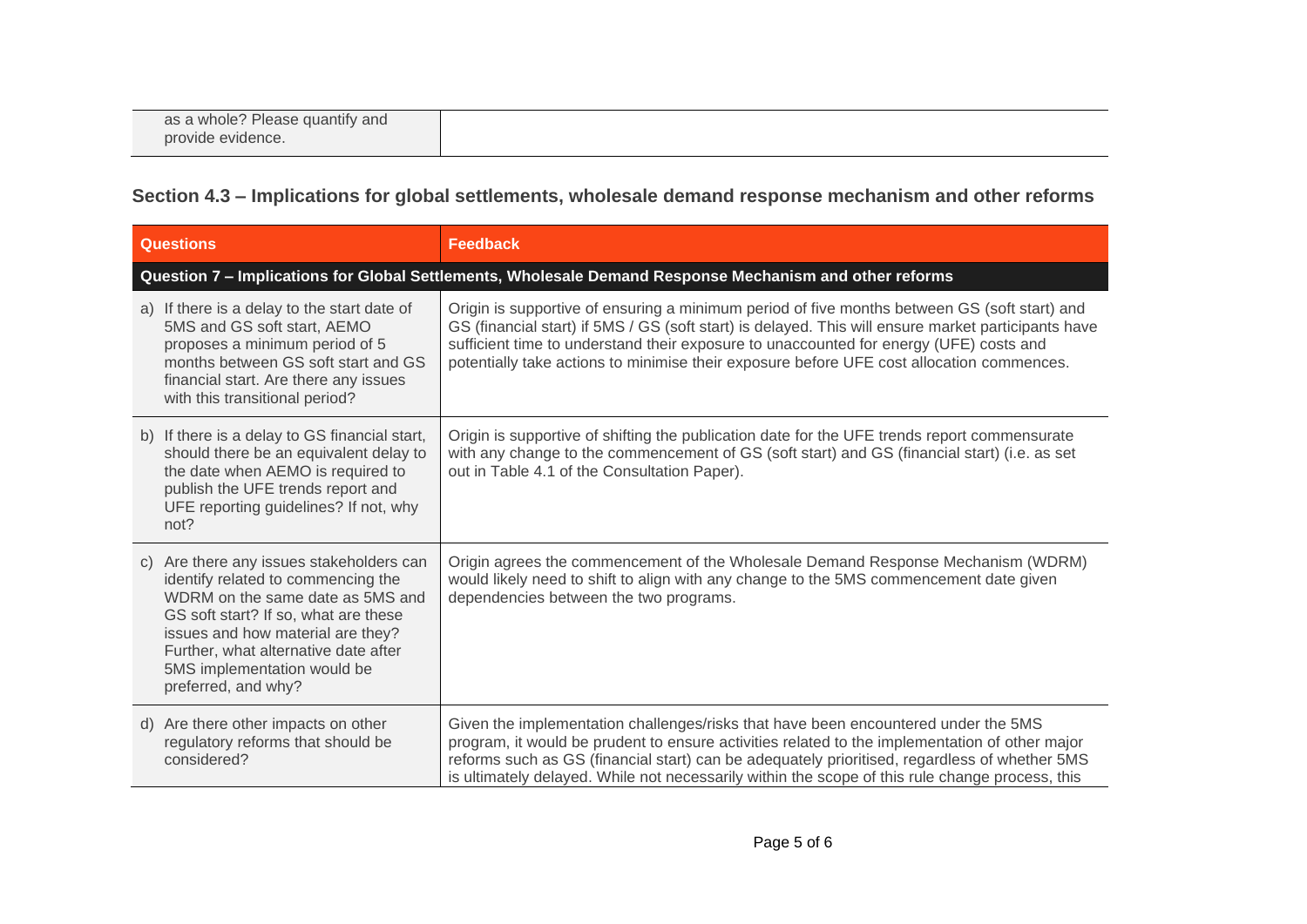| | |
|---|---|
| as a whole? Please quantify and provide evidence. | |

## Section 4.3 – Implications for global settlements, wholesale demand response mechanism and other reforms

| Questions | Feedback |
|---|---|
| **Question 7 – Implications for Global Settlements, Wholesale Demand Response Mechanism and other reforms** | |
| a) If there is a delay to the start date of 5MS and GS soft start, AEMO proposes a minimum period of 5 months between GS soft start and GS financial start. Are there any issues with this transitional period? | Origin is supportive of ensuring a minimum period of five months between GS (soft start) and GS (financial start) if 5MS / GS (soft start) is delayed. This will ensure market participants have sufficient time to understand their exposure to unaccounted for energy (UFE) costs and potentially take actions to minimise their exposure before UFE cost allocation commences. |
| b) If there is a delay to GS financial start, should there be an equivalent delay to the date when AEMO is required to publish the UFE trends report and UFE reporting guidelines? If not, why not? | Origin is supportive of shifting the publication date for the UFE trends report commensurate with any change to the commencement of GS (soft start) and GS (financial start) (i.e. as set out in Table 4.1 of the Consultation Paper). |
| c) Are there any issues stakeholders can identify related to commencing the WDRM on the same date as 5MS and GS soft start? If so, what are these issues and how material are they? Further, what alternative date after 5MS implementation would be preferred, and why? | Origin agrees the commencement of the Wholesale Demand Response Mechanism (WDRM) would likely need to shift to align with any change to the 5MS commencement date given dependencies between the two programs. |
| d) Are there other impacts on other regulatory reforms that should be considered? | Given the implementation challenges/risks that have been encountered under the 5MS program, it would be prudent to ensure activities related to the implementation of other major reforms such as GS (financial start) can be adequately prioritised, regardless of whether 5MS is ultimately delayed. While not necessarily within the scope of this rule change process, this |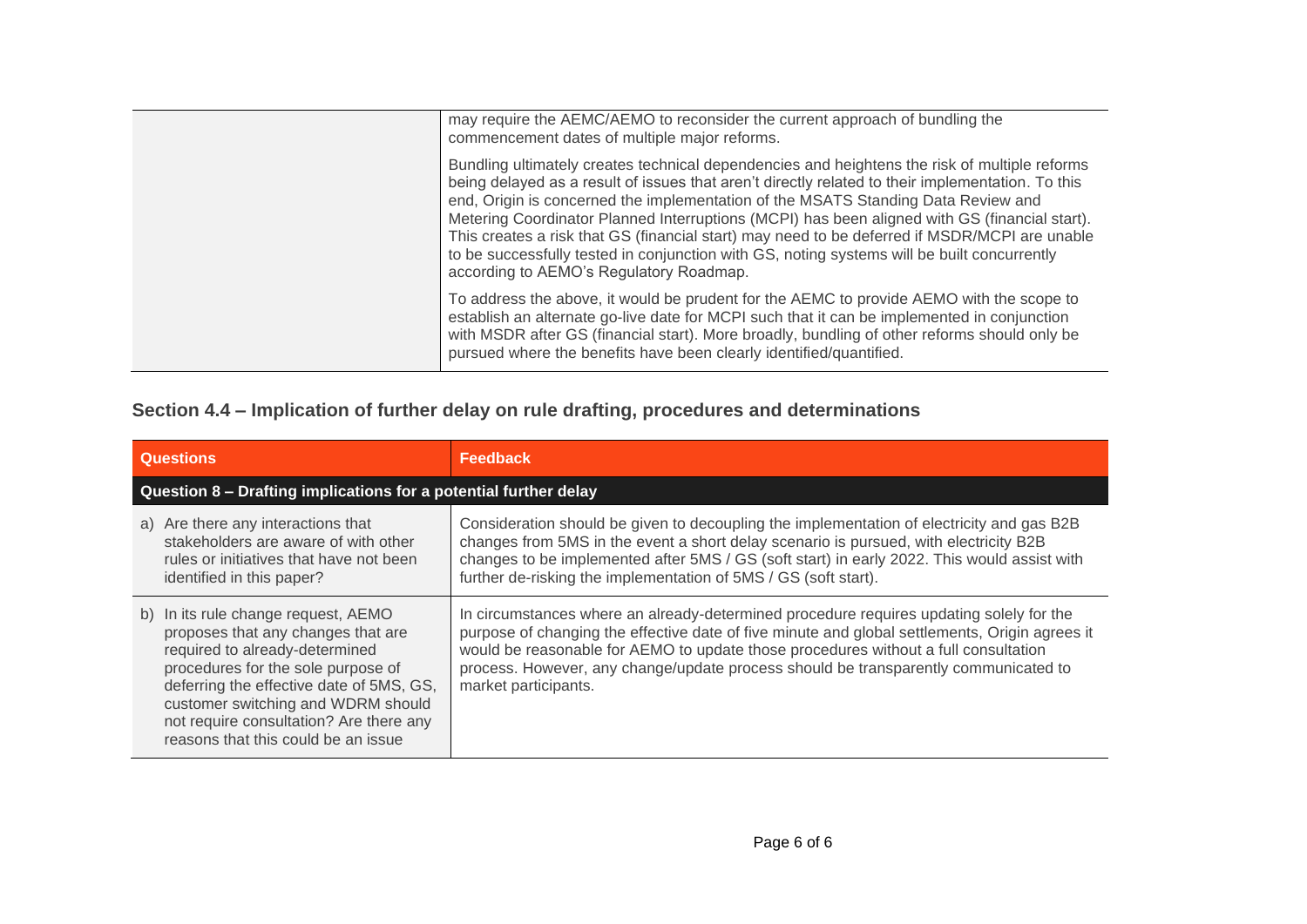| | |
|---|---|
| | may require the AEMC/AEMO to reconsider the current approach of bundling the commencement dates of multiple major reforms.<br><br>Bundling ultimately creates technical dependencies and heightens the risk of multiple reforms being delayed as a result of issues that aren't directly related to their implementation. To this end, Origin is concerned the implementation of the MSATS Standing Data Review and Metering Coordinator Planned Interruptions (MCPI) has been aligned with GS (financial start). This creates a risk that GS (financial start) may need to be deferred if MSDR/MCPI are unable to be successfully tested in conjunction with GS, noting systems will be built concurrently according to AEMO's Regulatory Roadmap.<br><br>To address the above, it would be prudent for the AEMC to provide AEMO with the scope to establish an alternate go-live date for MCPI such that it can be implemented in conjunction with MSDR after GS (financial start). More broadly, bundling of other reforms should only be pursued where the benefits have been clearly identified/quantified. |

## Section 4.4 – Implication of further delay on rule drafting, procedures and determinations

| Questions | Feedback |
|---|---|
| **Question 8 – Drafting implications for a potential further delay** | |
| a) Are there any interactions that stakeholders are aware of with other rules or initiatives that have not been identified in this paper? | Consideration should be given to decoupling the implementation of electricity and gas B2B changes from 5MS in the event a short delay scenario is pursued, with electricity B2B changes to be implemented after 5MS / GS (soft start) in early 2022. This would assist with further de-risking the implementation of 5MS / GS (soft start). |
| b) In its rule change request, AEMO proposes that any changes that are required to already-determined procedures for the sole purpose of deferring the effective date of 5MS, GS, customer switching and WDRM should not require consultation? Are there any reasons that this could be an issue | In circumstances where an already-determined procedure requires updating solely for the purpose of changing the effective date of five minute and global settlements, Origin agrees it would be reasonable for AEMO to update those procedures without a full consultation process. However, any change/update process should be transparently communicated to market participants. |